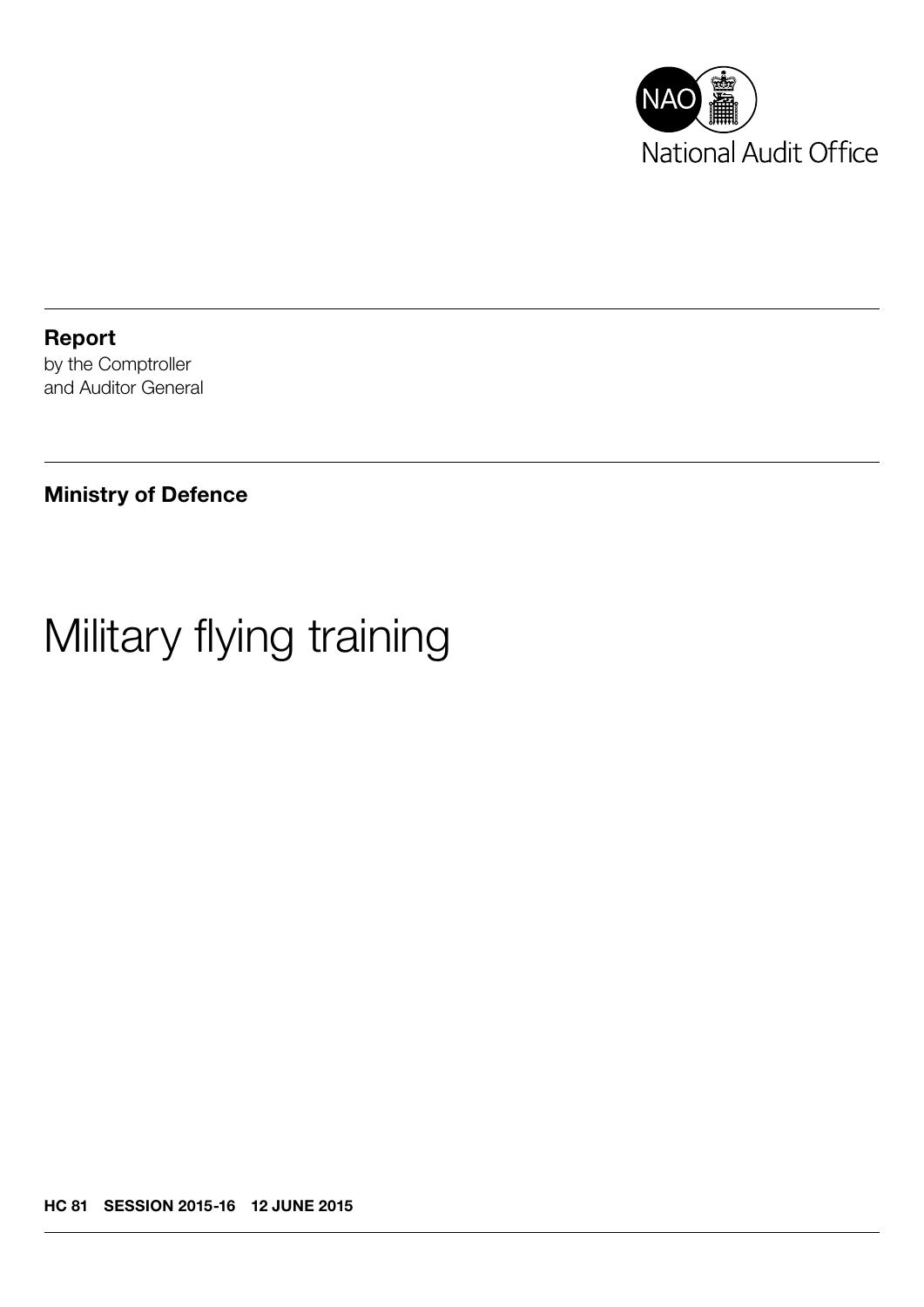National Audit Office

**Report**
by the Comptroller
and Auditor General

**Ministry of Defence**

# Military flying training

**HC 81 SESSION 2015-16 12 JUNE 2015**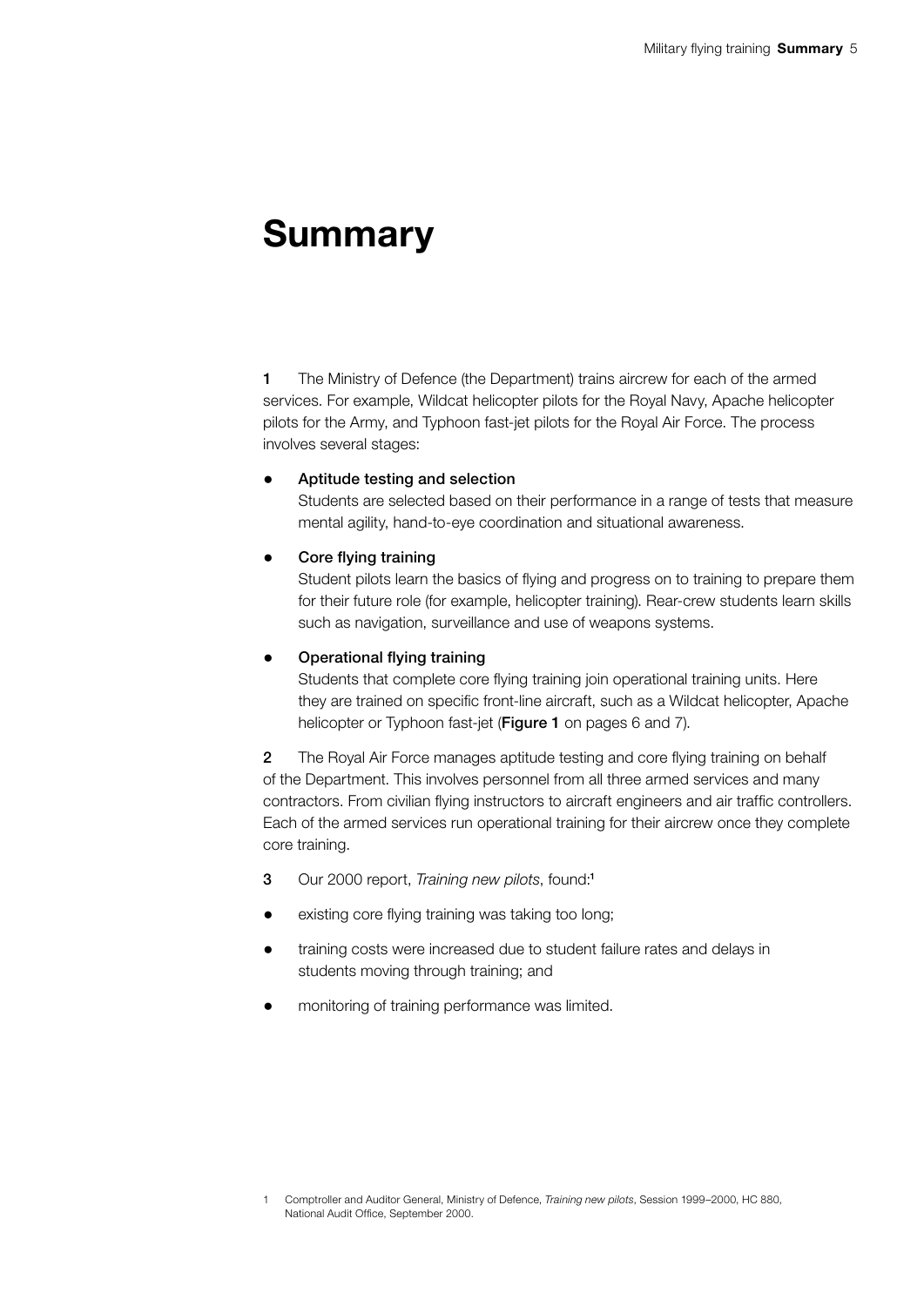# Summary

**1** The Ministry of Defence (the Department) trains aircrew for each of the armed services. For example, Wildcat helicopter pilots for the Royal Navy, Apache helicopter pilots for the Army, and Typhoon fast-jet pilots for the Royal Air Force. The process involves several stages:

- **Aptitude testing and selection**
  Students are selected based on their performance in a range of tests that measure mental agility, hand-to-eye coordination and situational awareness.

- **Core flying training**
  Student pilots learn the basics of flying and progress on to training to prepare them for their future role (for example, helicopter training). Rear-crew students learn skills such as navigation, surveillance and use of weapons systems.

- **Operational flying training**
  Students that complete core flying training join operational training units. Here they are trained on specific front-line aircraft, such as a Wildcat helicopter, Apache helicopter or Typhoon fast-jet (**Figure 1** on pages 6 and 7).

**2** The Royal Air Force manages aptitude testing and core flying training on behalf of the Department. This involves personnel from all three armed services and many contractors. From civilian flying instructors to aircraft engineers and air traffic controllers. Each of the armed services run operational training for their aircrew once they complete core training.

**3** Our 2000 report, *Training new pilots*, found:[1]

- existing core flying training was taking too long;
- training costs were increased due to student failure rates and delays in students moving through training; and
- monitoring of training performance was limited.

1 Comptroller and Auditor General, Ministry of Defence, *Training new pilots*, Session 1999–2000, HC 880, National Audit Office, September 2000.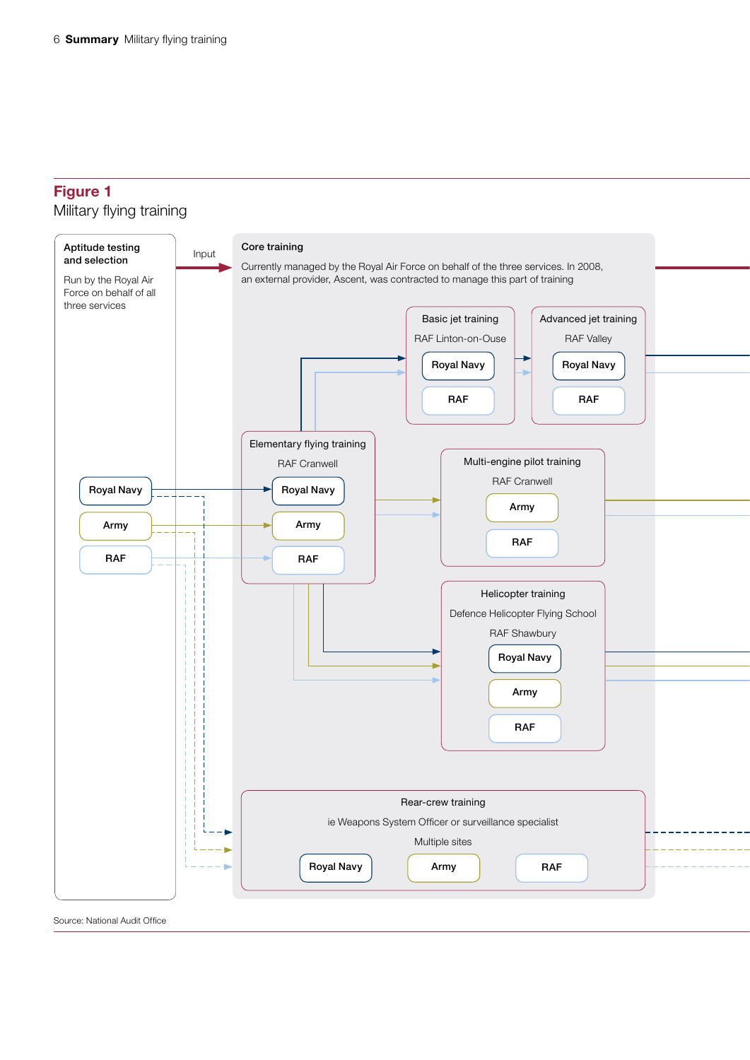## Figure 1

Military flying training

**Aptitude testing and selection**

Run by the Royal Air Force on behalf of all three services

- Royal Navy
- Army
- RAF

Input

**Core training**

Currently managed by the Royal Air Force on behalf of the three services. In 2008, an external provider, Ascent, was contracted to manage this part of training

Elementary flying training
RAF Cranwell
- Royal Navy
- Army
- RAF

Basic jet training
RAF Linton-on-Ouse
- Royal Navy
- RAF

Advanced jet training
RAF Valley
- Royal Navy
- RAF

Multi-engine pilot training
RAF Cranwell
- Army
- RAF

Helicopter training
Defence Helicopter Flying School
RAF Shawbury
- Royal Navy
- Army
- RAF

Rear-crew training
ie Weapons System Officer or surveillance specialist
Multiple sites
- Royal Navy
- Army
- RAF

Source: National Audit Office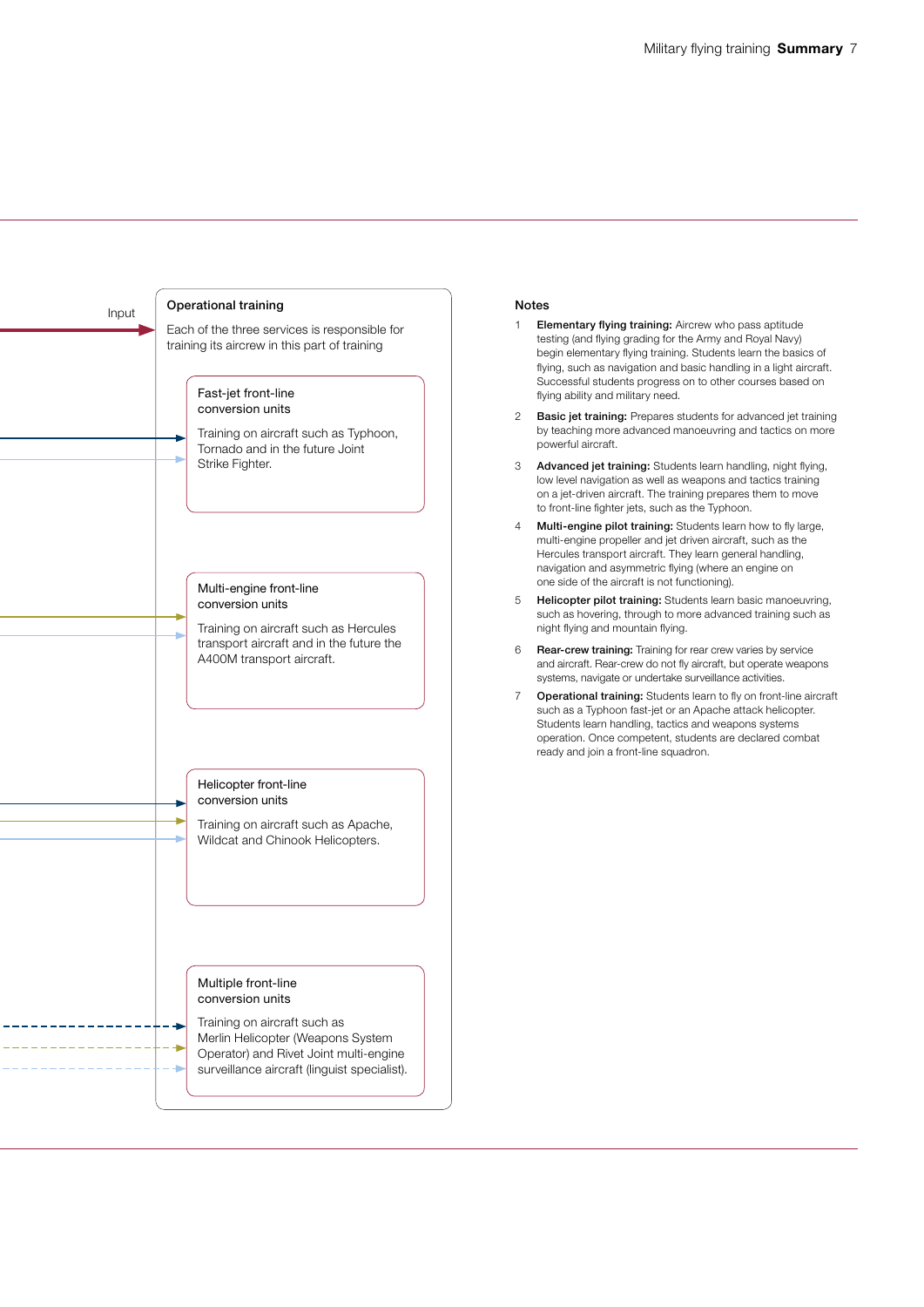Input

**Operational training**

Each of the three services is responsible for training its aircrew in this part of training

**Fast-jet front-line conversion units**

Training on aircraft such as Typhoon, Tornado and in the future Joint Strike Fighter.

**Multi-engine front-line conversion units**

Training on aircraft such as Hercules transport aircraft and in the future the A400M transport aircraft.

**Helicopter front-line conversion units**

Training on aircraft such as Apache, Wildcat and Chinook Helicopters.

**Multiple front-line conversion units**

Training on aircraft such as Merlin Helicopter (Weapons System Operator) and Rivet Joint multi-engine surveillance aircraft (linguist specialist).

## Notes

1. **Elementary flying training:** Aircrew who pass aptitude testing (and flying grading for the Army and Royal Navy) begin elementary flying training. Students learn the basics of flying, such as navigation and basic handling in a light aircraft. Successful students progress on to other courses based on flying ability and military need.
2. **Basic jet training:** Prepares students for advanced jet training by teaching more advanced manoeuvring and tactics on more powerful aircraft.
3. **Advanced jet training:** Students learn handling, night flying, low level navigation as well as weapons and tactics training on a jet-driven aircraft. The training prepares them to move to front-line fighter jets, such as the Typhoon.
4. **Multi-engine pilot training:** Students learn how to fly large, multi-engine propeller and jet driven aircraft, such as the Hercules transport aircraft. They learn general handling, navigation and asymmetric flying (where an engine on one side of the aircraft is not functioning).
5. **Helicopter pilot training:** Students learn basic manoeuvring, such as hovering, through to more advanced training such as night flying and mountain flying.
6. **Rear-crew training:** Training for rear crew varies by service and aircraft. Rear-crew do not fly aircraft, but operate weapons systems, navigate or undertake surveillance activities.
7. **Operational training:** Students learn to fly on front-line aircraft such as a Typhoon fast-jet or an Apache attack helicopter. Students learn handling, tactics and weapons systems operation. Once competent, students are declared combat ready and join a front-line squadron.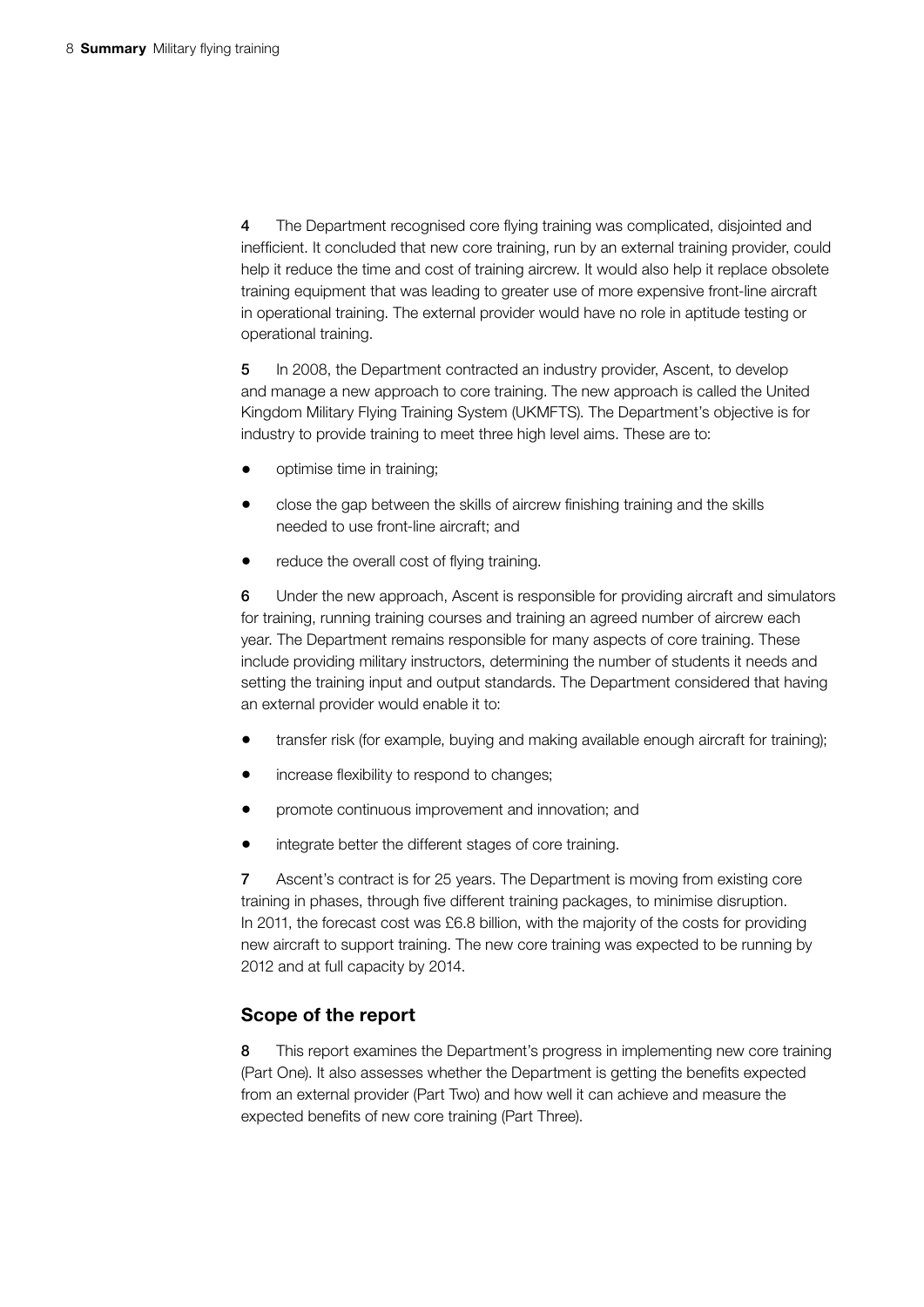4 The Department recognised core flying training was complicated, disjointed and inefficient. It concluded that new core training, run by an external training provider, could help it reduce the time and cost of training aircrew. It would also help it replace obsolete training equipment that was leading to greater use of more expensive front-line aircraft in operational training. The external provider would have no role in aptitude testing or operational training.

5 In 2008, the Department contracted an industry provider, Ascent, to develop and manage a new approach to core training. The new approach is called the United Kingdom Military Flying Training System (UKMFTS). The Department's objective is for industry to provide training to meet three high level aims. These are to:

- optimise time in training;
- close the gap between the skills of aircrew finishing training and the skills needed to use front-line aircraft; and
- reduce the overall cost of flying training.

6 Under the new approach, Ascent is responsible for providing aircraft and simulators for training, running training courses and training an agreed number of aircrew each year. The Department remains responsible for many aspects of core training. These include providing military instructors, determining the number of students it needs and setting the training input and output standards. The Department considered that having an external provider would enable it to:

- transfer risk (for example, buying and making available enough aircraft for training);
- increase flexibility to respond to changes;
- promote continuous improvement and innovation; and
- integrate better the different stages of core training.

7 Ascent's contract is for 25 years. The Department is moving from existing core training in phases, through five different training packages, to minimise disruption. In 2011, the forecast cost was £6.8 billion, with the majority of the costs for providing new aircraft to support training. The new core training was expected to be running by 2012 and at full capacity by 2014.

## Scope of the report

8 This report examines the Department's progress in implementing new core training (Part One). It also assesses whether the Department is getting the benefits expected from an external provider (Part Two) and how well it can achieve and measure the expected benefits of new core training (Part Three).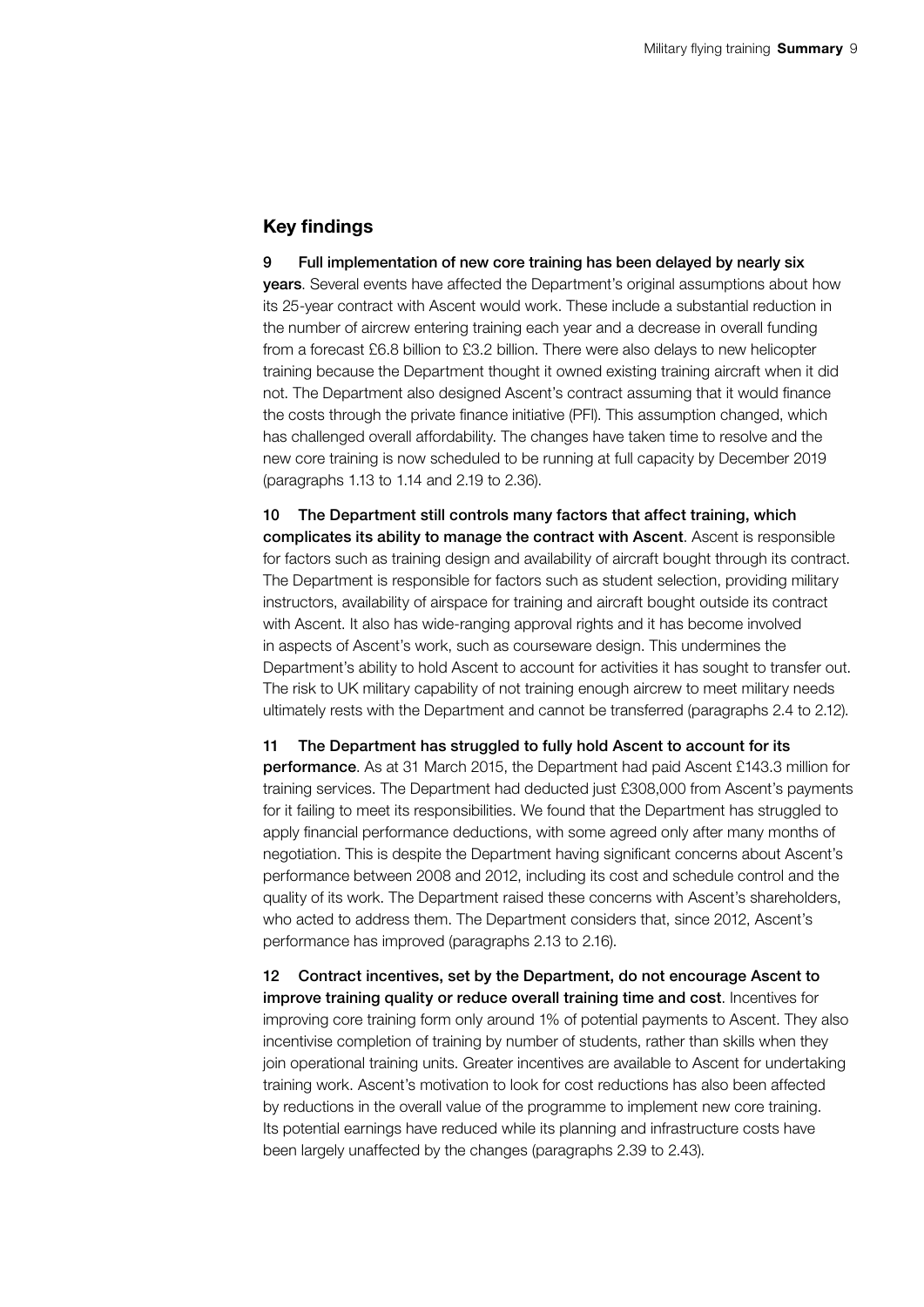## Key findings

9 **Full implementation of new core training has been delayed by nearly six years**. Several events have affected the Department's original assumptions about how its 25-year contract with Ascent would work. These include a substantial reduction in the number of aircrew entering training each year and a decrease in overall funding from a forecast £6.8 billion to £3.2 billion. There were also delays to new helicopter training because the Department thought it owned existing training aircraft when it did not. The Department also designed Ascent's contract assuming that it would finance the costs through the private finance initiative (PFI). This assumption changed, which has challenged overall affordability. The changes have taken time to resolve and the new core training is now scheduled to be running at full capacity by December 2019 (paragraphs 1.13 to 1.14 and 2.19 to 2.36).

10 **The Department still controls many factors that affect training, which complicates its ability to manage the contract with Ascent**. Ascent is responsible for factors such as training design and availability of aircraft bought through its contract. The Department is responsible for factors such as student selection, providing military instructors, availability of airspace for training and aircraft bought outside its contract with Ascent. It also has wide-ranging approval rights and it has become involved in aspects of Ascent's work, such as courseware design. This undermines the Department's ability to hold Ascent to account for activities it has sought to transfer out. The risk to UK military capability of not training enough aircrew to meet military needs ultimately rests with the Department and cannot be transferred (paragraphs 2.4 to 2.12).

11 **The Department has struggled to fully hold Ascent to account for its performance**. As at 31 March 2015, the Department had paid Ascent £143.3 million for training services. The Department had deducted just £308,000 from Ascent's payments for it failing to meet its responsibilities. We found that the Department has struggled to apply financial performance deductions, with some agreed only after many months of negotiation. This is despite the Department having significant concerns about Ascent's performance between 2008 and 2012, including its cost and schedule control and the quality of its work. The Department raised these concerns with Ascent's shareholders, who acted to address them. The Department considers that, since 2012, Ascent's performance has improved (paragraphs 2.13 to 2.16).

12 **Contract incentives, set by the Department, do not encourage Ascent to improve training quality or reduce overall training time and cost**. Incentives for improving core training form only around 1% of potential payments to Ascent. They also incentivise completion of training by number of students, rather than skills when they join operational training units. Greater incentives are available to Ascent for undertaking training work. Ascent's motivation to look for cost reductions has also been affected by reductions in the overall value of the programme to implement new core training. Its potential earnings have reduced while its planning and infrastructure costs have been largely unaffected by the changes (paragraphs 2.39 to 2.43).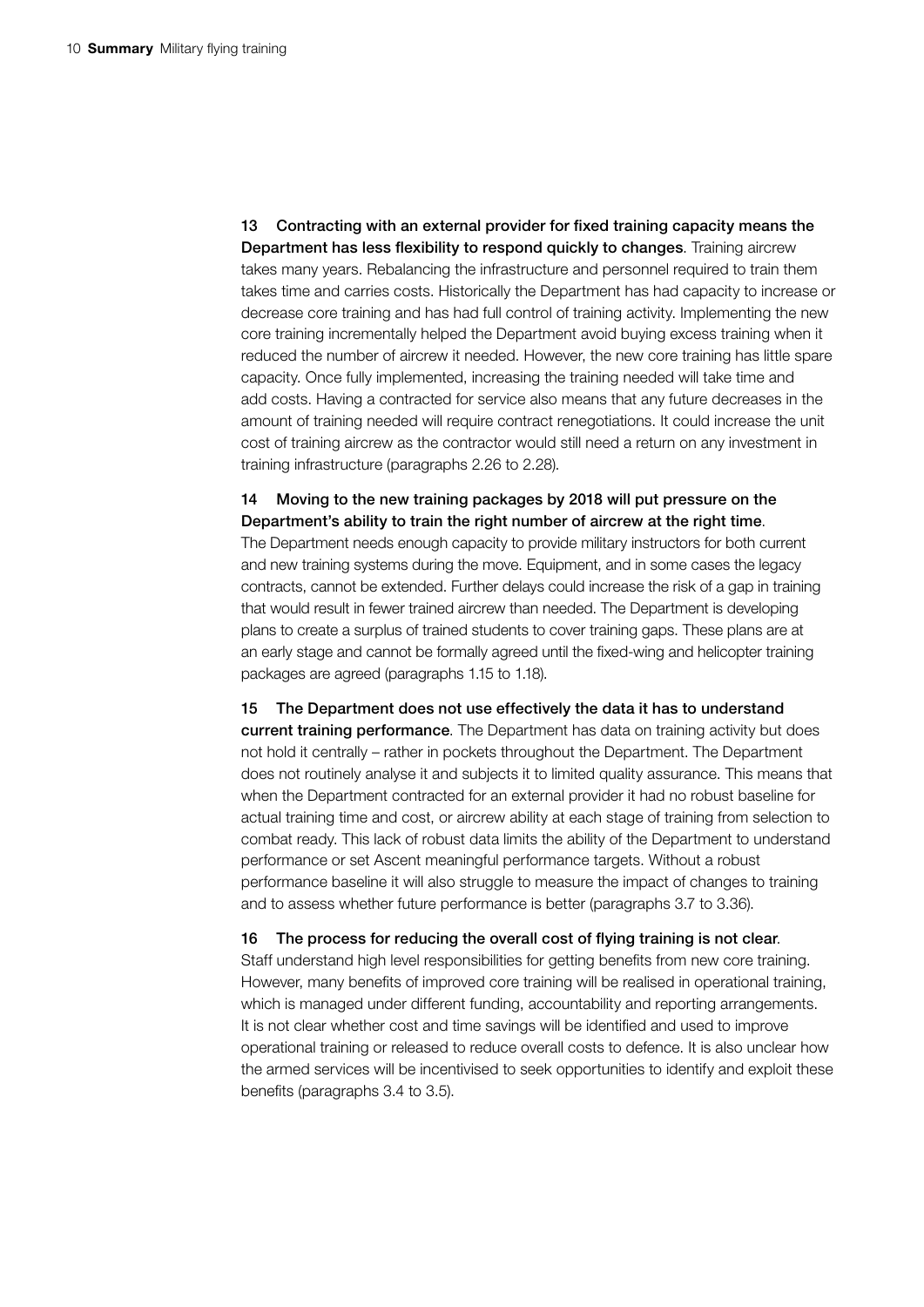**13 Contracting with an external provider for fixed training capacity means the Department has less flexibility to respond quickly to changes**. Training aircrew takes many years. Rebalancing the infrastructure and personnel required to train them takes time and carries costs. Historically the Department has had capacity to increase or decrease core training and has had full control of training activity. Implementing the new core training incrementally helped the Department avoid buying excess training when it reduced the number of aircrew it needed. However, the new core training has little spare capacity. Once fully implemented, increasing the training needed will take time and add costs. Having a contracted for service also means that any future decreases in the amount of training needed will require contract renegotiations. It could increase the unit cost of training aircrew as the contractor would still need a return on any investment in training infrastructure (paragraphs 2.26 to 2.28).

**14 Moving to the new training packages by 2018 will put pressure on the Department's ability to train the right number of aircrew at the right time**. The Department needs enough capacity to provide military instructors for both current and new training systems during the move. Equipment, and in some cases the legacy contracts, cannot be extended. Further delays could increase the risk of a gap in training that would result in fewer trained aircrew than needed. The Department is developing plans to create a surplus of trained students to cover training gaps. These plans are at an early stage and cannot be formally agreed until the fixed-wing and helicopter training packages are agreed (paragraphs 1.15 to 1.18).

**15 The Department does not use effectively the data it has to understand current training performance**. The Department has data on training activity but does not hold it centrally – rather in pockets throughout the Department. The Department does not routinely analyse it and subjects it to limited quality assurance. This means that when the Department contracted for an external provider it had no robust baseline for actual training time and cost, or aircrew ability at each stage of training from selection to combat ready. This lack of robust data limits the ability of the Department to understand performance or set Ascent meaningful performance targets. Without a robust performance baseline it will also struggle to measure the impact of changes to training and to assess whether future performance is better (paragraphs 3.7 to 3.36).

**16 The process for reducing the overall cost of flying training is not clear**. Staff understand high level responsibilities for getting benefits from new core training. However, many benefits of improved core training will be realised in operational training, which is managed under different funding, accountability and reporting arrangements. It is not clear whether cost and time savings will be identified and used to improve operational training or released to reduce overall costs to defence. It is also unclear how the armed services will be incentivised to seek opportunities to identify and exploit these benefits (paragraphs 3.4 to 3.5).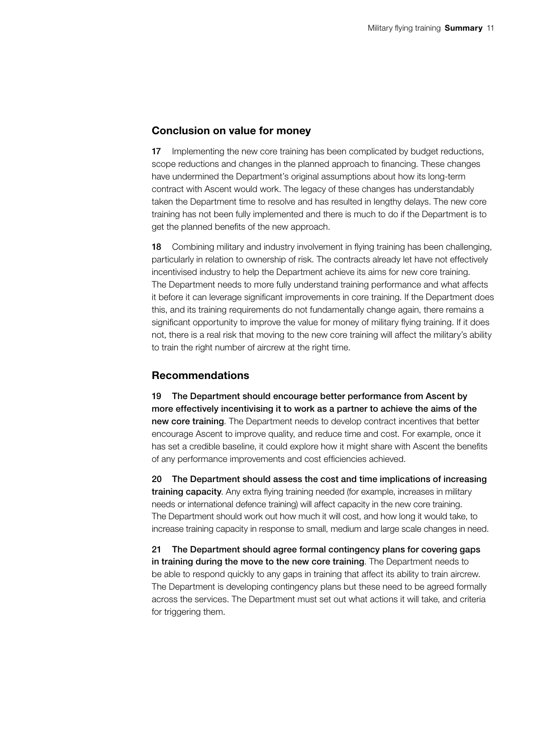## Conclusion on value for money

**17** Implementing the new core training has been complicated by budget reductions, scope reductions and changes in the planned approach to financing. These changes have undermined the Department's original assumptions about how its long-term contract with Ascent would work. The legacy of these changes has understandably taken the Department time to resolve and has resulted in lengthy delays. The new core training has not been fully implemented and there is much to do if the Department is to get the planned benefits of the new approach.

**18** Combining military and industry involvement in flying training has been challenging, particularly in relation to ownership of risk. The contracts already let have not effectively incentivised industry to help the Department achieve its aims for new core training. The Department needs to more fully understand training performance and what affects it before it can leverage significant improvements in core training. If the Department does this, and its training requirements do not fundamentally change again, there remains a significant opportunity to improve the value for money of military flying training. If it does not, there is a real risk that moving to the new core training will affect the military's ability to train the right number of aircrew at the right time.

## Recommendations

**19 The Department should encourage better performance from Ascent by more effectively incentivising it to work as a partner to achieve the aims of the new core training**. The Department needs to develop contract incentives that better encourage Ascent to improve quality, and reduce time and cost. For example, once it has set a credible baseline, it could explore how it might share with Ascent the benefits of any performance improvements and cost efficiencies achieved.

**20 The Department should assess the cost and time implications of increasing training capacity**. Any extra flying training needed (for example, increases in military needs or international defence training) will affect capacity in the new core training. The Department should work out how much it will cost, and how long it would take, to increase training capacity in response to small, medium and large scale changes in need.

**21 The Department should agree formal contingency plans for covering gaps in training during the move to the new core training**. The Department needs to be able to respond quickly to any gaps in training that affect its ability to train aircrew. The Department is developing contingency plans but these need to be agreed formally across the services. The Department must set out what actions it will take, and criteria for triggering them.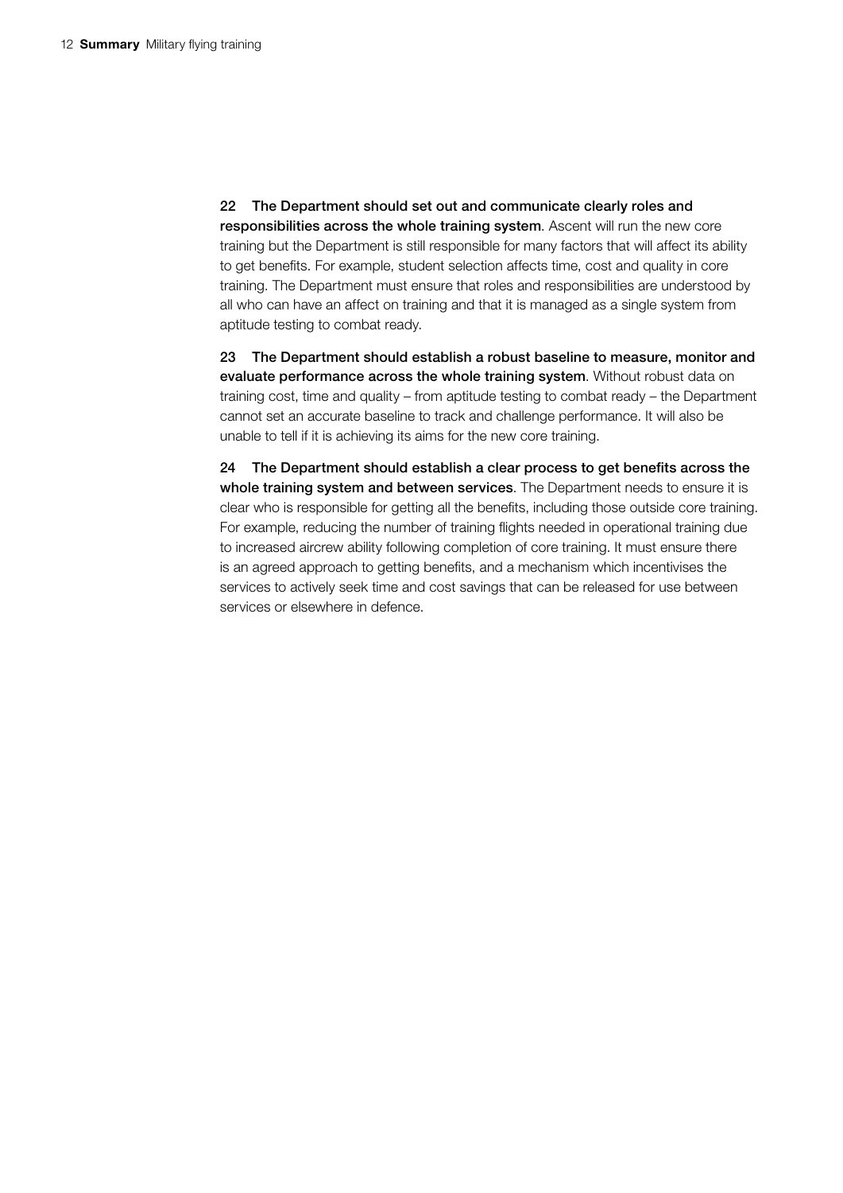**22 The Department should set out and communicate clearly roles and responsibilities across the whole training system**. Ascent will run the new core training but the Department is still responsible for many factors that will affect its ability to get benefits. For example, student selection affects time, cost and quality in core training. The Department must ensure that roles and responsibilities are understood by all who can have an affect on training and that it is managed as a single system from aptitude testing to combat ready.

**23 The Department should establish a robust baseline to measure, monitor and evaluate performance across the whole training system**. Without robust data on training cost, time and quality – from aptitude testing to combat ready – the Department cannot set an accurate baseline to track and challenge performance. It will also be unable to tell if it is achieving its aims for the new core training.

**24 The Department should establish a clear process to get benefits across the whole training system and between services**. The Department needs to ensure it is clear who is responsible for getting all the benefits, including those outside core training. For example, reducing the number of training flights needed in operational training due to increased aircrew ability following completion of core training. It must ensure there is an agreed approach to getting benefits, and a mechanism which incentivises the services to actively seek time and cost savings that can be released for use between services or elsewhere in defence.